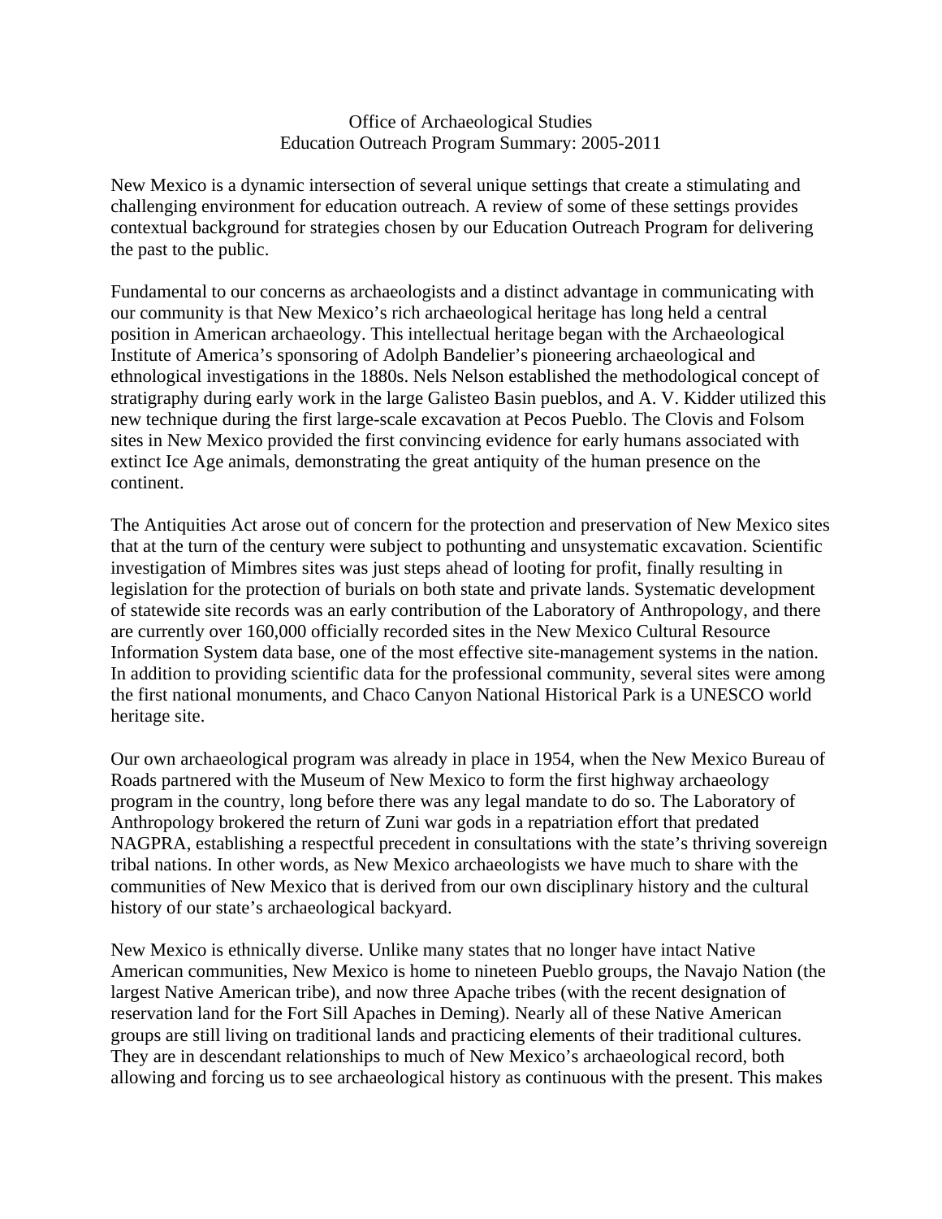# Office of Archaeological Studies
## Education Outreach Program Summary: 2005-2011

New Mexico is a dynamic intersection of several unique settings that create a stimulating and challenging environment for education outreach. A review of some of these settings provides contextual background for strategies chosen by our Education Outreach Program for delivering the past to the public.

Fundamental to our concerns as archaeologists and a distinct advantage in communicating with our community is that New Mexico's rich archaeological heritage has long held a central position in American archaeology. This intellectual heritage began with the Archaeological Institute of America's sponsoring of Adolph Bandelier's pioneering archaeological and ethnological investigations in the 1880s. Nels Nelson established the methodological concept of stratigraphy during early work in the large Galisteo Basin pueblos, and A. V. Kidder utilized this new technique during the first large-scale excavation at Pecos Pueblo. The Clovis and Folsom sites in New Mexico provided the first convincing evidence for early humans associated with extinct Ice Age animals, demonstrating the great antiquity of the human presence on the continent.

The Antiquities Act arose out of concern for the protection and preservation of New Mexico sites that at the turn of the century were subject to pothunting and unsystematic excavation. Scientific investigation of Mimbres sites was just steps ahead of looting for profit, finally resulting in legislation for the protection of burials on both state and private lands. Systematic development of statewide site records was an early contribution of the Laboratory of Anthropology, and there are currently over 160,000 officially recorded sites in the New Mexico Cultural Resource Information System data base, one of the most effective site-management systems in the nation. In addition to providing scientific data for the professional community, several sites were among the first national monuments, and Chaco Canyon National Historical Park is a UNESCO world heritage site.

Our own archaeological program was already in place in 1954, when the New Mexico Bureau of Roads partnered with the Museum of New Mexico to form the first highway archaeology program in the country, long before there was any legal mandate to do so. The Laboratory of Anthropology brokered the return of Zuni war gods in a repatriation effort that predated NAGPRA, establishing a respectful precedent in consultations with the state's thriving sovereign tribal nations. In other words, as New Mexico archaeologists we have much to share with the communities of New Mexico that is derived from our own disciplinary history and the cultural history of our state's archaeological backyard.

New Mexico is ethnically diverse. Unlike many states that no longer have intact Native American communities, New Mexico is home to nineteen Pueblo groups, the Navajo Nation (the largest Native American tribe), and now three Apache tribes (with the recent designation of reservation land for the Fort Sill Apaches in Deming). Nearly all of these Native American groups are still living on traditional lands and practicing elements of their traditional cultures. They are in descendant relationships to much of New Mexico's archaeological record, both allowing and forcing us to see archaeological history as continuous with the present. This makes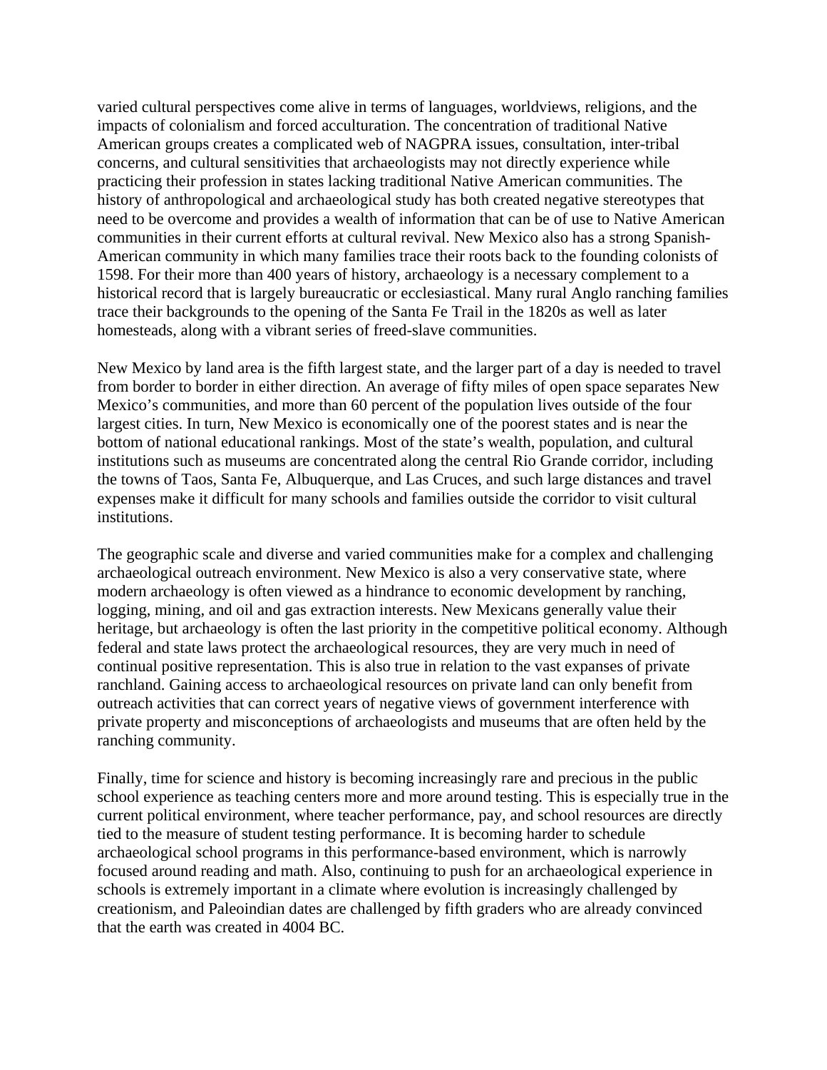varied cultural perspectives come alive in terms of languages, worldviews, religions, and the impacts of colonialism and forced acculturation. The concentration of traditional Native American groups creates a complicated web of NAGPRA issues, consultation, inter-tribal concerns, and cultural sensitivities that archaeologists may not directly experience while practicing their profession in states lacking traditional Native American communities. The history of anthropological and archaeological study has both created negative stereotypes that need to be overcome and provides a wealth of information that can be of use to Native American communities in their current efforts at cultural revival. New Mexico also has a strong Spanish-American community in which many families trace their roots back to the founding colonists of 1598. For their more than 400 years of history, archaeology is a necessary complement to a historical record that is largely bureaucratic or ecclesiastical. Many rural Anglo ranching families trace their backgrounds to the opening of the Santa Fe Trail in the 1820s as well as later homesteads, along with a vibrant series of freed-slave communities.

New Mexico by land area is the fifth largest state, and the larger part of a day is needed to travel from border to border in either direction. An average of fifty miles of open space separates New Mexico's communities, and more than 60 percent of the population lives outside of the four largest cities. In turn, New Mexico is economically one of the poorest states and is near the bottom of national educational rankings. Most of the state's wealth, population, and cultural institutions such as museums are concentrated along the central Rio Grande corridor, including the towns of Taos, Santa Fe, Albuquerque, and Las Cruces, and such large distances and travel expenses make it difficult for many schools and families outside the corridor to visit cultural institutions.

The geographic scale and diverse and varied communities make for a complex and challenging archaeological outreach environment. New Mexico is also a very conservative state, where modern archaeology is often viewed as a hindrance to economic development by ranching, logging, mining, and oil and gas extraction interests. New Mexicans generally value their heritage, but archaeology is often the last priority in the competitive political economy. Although federal and state laws protect the archaeological resources, they are very much in need of continual positive representation. This is also true in relation to the vast expanses of private ranchland. Gaining access to archaeological resources on private land can only benefit from outreach activities that can correct years of negative views of government interference with private property and misconceptions of archaeologists and museums that are often held by the ranching community.

Finally, time for science and history is becoming increasingly rare and precious in the public school experience as teaching centers more and more around testing. This is especially true in the current political environment, where teacher performance, pay, and school resources are directly tied to the measure of student testing performance. It is becoming harder to schedule archaeological school programs in this performance-based environment, which is narrowly focused around reading and math. Also, continuing to push for an archaeological experience in schools is extremely important in a climate where evolution is increasingly challenged by creationism, and Paleoindian dates are challenged by fifth graders who are already convinced that the earth was created in 4004 BC.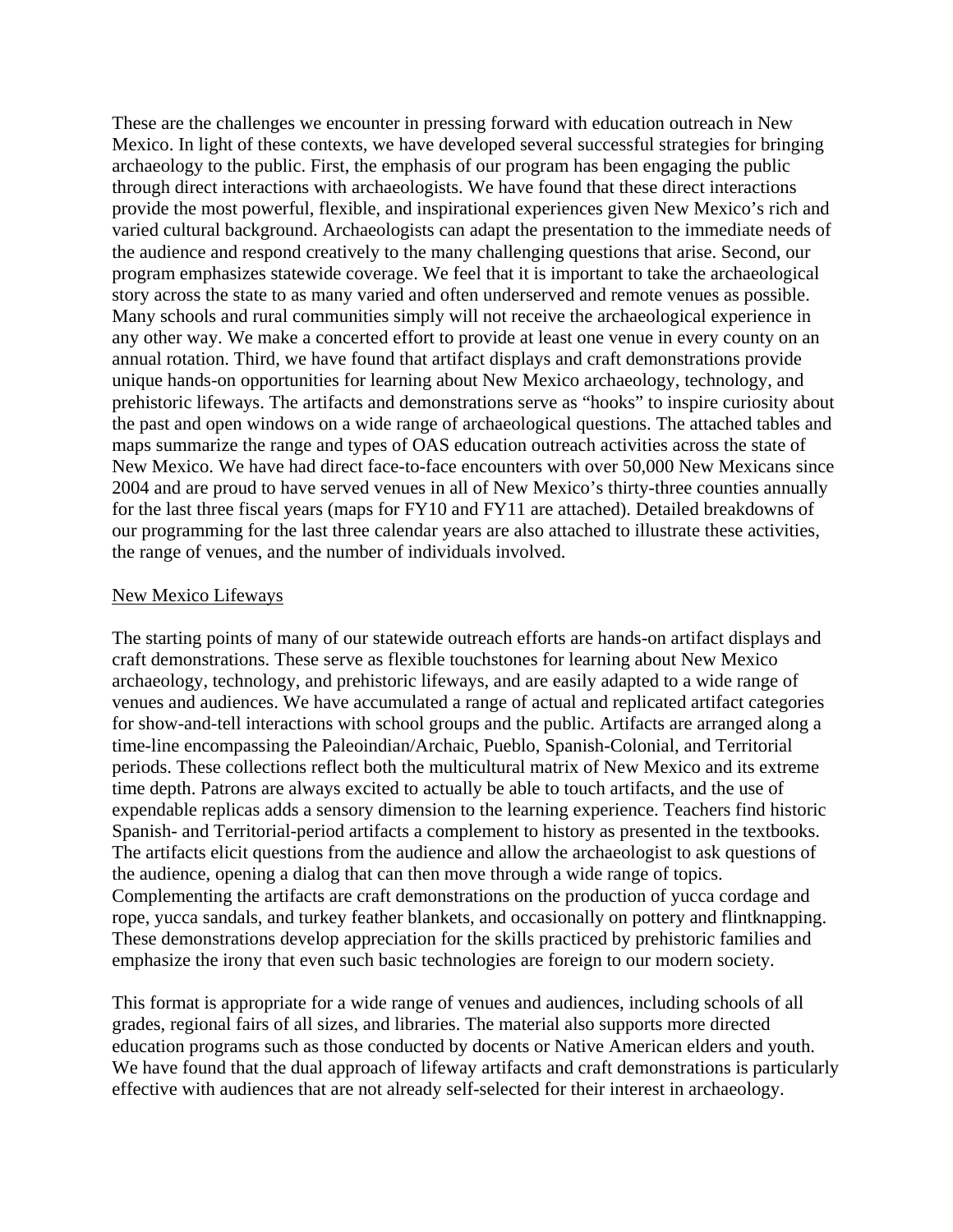These are the challenges we encounter in pressing forward with education outreach in New Mexico. In light of these contexts, we have developed several successful strategies for bringing archaeology to the public. First, the emphasis of our program has been engaging the public through direct interactions with archaeologists. We have found that these direct interactions provide the most powerful, flexible, and inspirational experiences given New Mexico's rich and varied cultural background. Archaeologists can adapt the presentation to the immediate needs of the audience and respond creatively to the many challenging questions that arise. Second, our program emphasizes statewide coverage. We feel that it is important to take the archaeological story across the state to as many varied and often underserved and remote venues as possible. Many schools and rural communities simply will not receive the archaeological experience in any other way. We make a concerted effort to provide at least one venue in every county on an annual rotation. Third, we have found that artifact displays and craft demonstrations provide unique hands-on opportunities for learning about New Mexico archaeology, technology, and prehistoric lifeways. The artifacts and demonstrations serve as "hooks" to inspire curiosity about the past and open windows on a wide range of archaeological questions. The attached tables and maps summarize the range and types of OAS education outreach activities across the state of New Mexico. We have had direct face-to-face encounters with over 50,000 New Mexicans since 2004 and are proud to have served venues in all of New Mexico's thirty-three counties annually for the last three fiscal years (maps for FY10 and FY11 are attached). Detailed breakdowns of our programming for the last three calendar years are also attached to illustrate these activities, the range of venues, and the number of individuals involved.

## New Mexico Lifeways

The starting points of many of our statewide outreach efforts are hands-on artifact displays and craft demonstrations. These serve as flexible touchstones for learning about New Mexico archaeology, technology, and prehistoric lifeways, and are easily adapted to a wide range of venues and audiences. We have accumulated a range of actual and replicated artifact categories for show-and-tell interactions with school groups and the public. Artifacts are arranged along a time-line encompassing the Paleoindian/Archaic, Pueblo, Spanish-Colonial, and Territorial periods. These collections reflect both the multicultural matrix of New Mexico and its extreme time depth. Patrons are always excited to actually be able to touch artifacts, and the use of expendable replicas adds a sensory dimension to the learning experience. Teachers find historic Spanish- and Territorial-period artifacts a complement to history as presented in the textbooks. The artifacts elicit questions from the audience and allow the archaeologist to ask questions of the audience, opening a dialog that can then move through a wide range of topics. Complementing the artifacts are craft demonstrations on the production of yucca cordage and rope, yucca sandals, and turkey feather blankets, and occasionally on pottery and flintknapping. These demonstrations develop appreciation for the skills practiced by prehistoric families and emphasize the irony that even such basic technologies are foreign to our modern society.

This format is appropriate for a wide range of venues and audiences, including schools of all grades, regional fairs of all sizes, and libraries. The material also supports more directed education programs such as those conducted by docents or Native American elders and youth. We have found that the dual approach of lifeway artifacts and craft demonstrations is particularly effective with audiences that are not already self-selected for their interest in archaeology.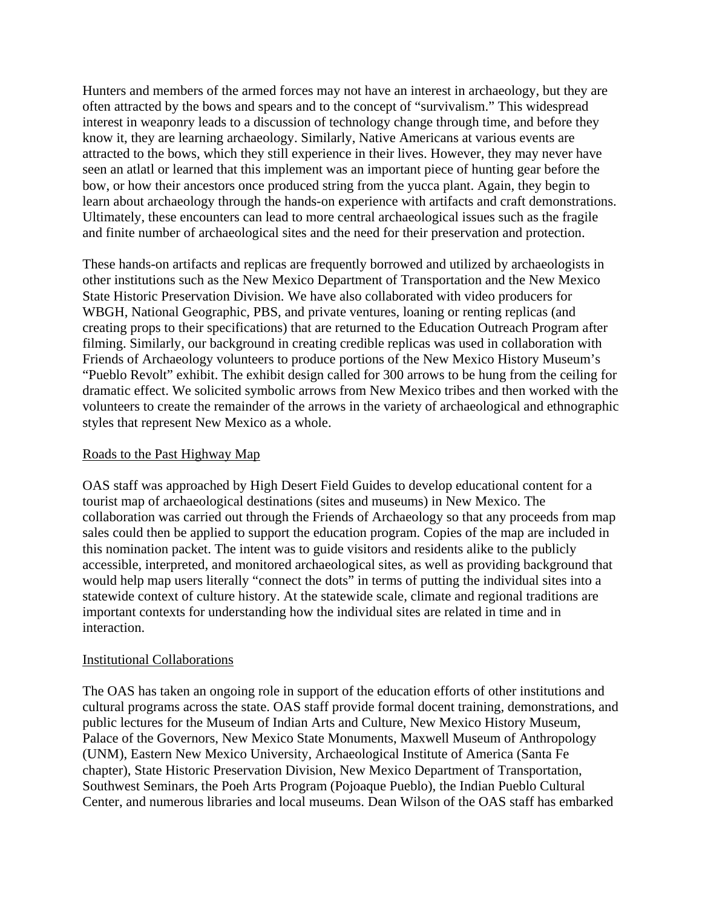Hunters and members of the armed forces may not have an interest in archaeology, but they are often attracted by the bows and spears and to the concept of "survivalism." This widespread interest in weaponry leads to a discussion of technology change through time, and before they know it, they are learning archaeology. Similarly, Native Americans at various events are attracted to the bows, which they still experience in their lives. However, they may never have seen an atlatl or learned that this implement was an important piece of hunting gear before the bow, or how their ancestors once produced string from the yucca plant. Again, they begin to learn about archaeology through the hands-on experience with artifacts and craft demonstrations. Ultimately, these encounters can lead to more central archaeological issues such as the fragile and finite number of archaeological sites and the need for their preservation and protection.

These hands-on artifacts and replicas are frequently borrowed and utilized by archaeologists in other institutions such as the New Mexico Department of Transportation and the New Mexico State Historic Preservation Division. We have also collaborated with video producers for WBGH, National Geographic, PBS, and private ventures, loaning or renting replicas (and creating props to their specifications) that are returned to the Education Outreach Program after filming. Similarly, our background in creating credible replicas was used in collaboration with Friends of Archaeology volunteers to produce portions of the New Mexico History Museum's "Pueblo Revolt" exhibit. The exhibit design called for 300 arrows to be hung from the ceiling for dramatic effect. We solicited symbolic arrows from New Mexico tribes and then worked with the volunteers to create the remainder of the arrows in the variety of archaeological and ethnographic styles that represent New Mexico as a whole.

<u>Roads to the Past Highway Map</u>

OAS staff was approached by High Desert Field Guides to develop educational content for a tourist map of archaeological destinations (sites and museums) in New Mexico. The collaboration was carried out through the Friends of Archaeology so that any proceeds from map sales could then be applied to support the education program. Copies of the map are included in this nomination packet. The intent was to guide visitors and residents alike to the publicly accessible, interpreted, and monitored archaeological sites, as well as providing background that would help map users literally "connect the dots" in terms of putting the individual sites into a statewide context of culture history. At the statewide scale, climate and regional traditions are important contexts for understanding how the individual sites are related in time and in interaction.

<u>Institutional Collaborations</u>

The OAS has taken an ongoing role in support of the education efforts of other institutions and cultural programs across the state. OAS staff provide formal docent training, demonstrations, and public lectures for the Museum of Indian Arts and Culture, New Mexico History Museum, Palace of the Governors, New Mexico State Monuments, Maxwell Museum of Anthropology (UNM), Eastern New Mexico University, Archaeological Institute of America (Santa Fe chapter), State Historic Preservation Division, New Mexico Department of Transportation, Southwest Seminars, the Poeh Arts Program (Pojoaque Pueblo), the Indian Pueblo Cultural Center, and numerous libraries and local museums. Dean Wilson of the OAS staff has embarked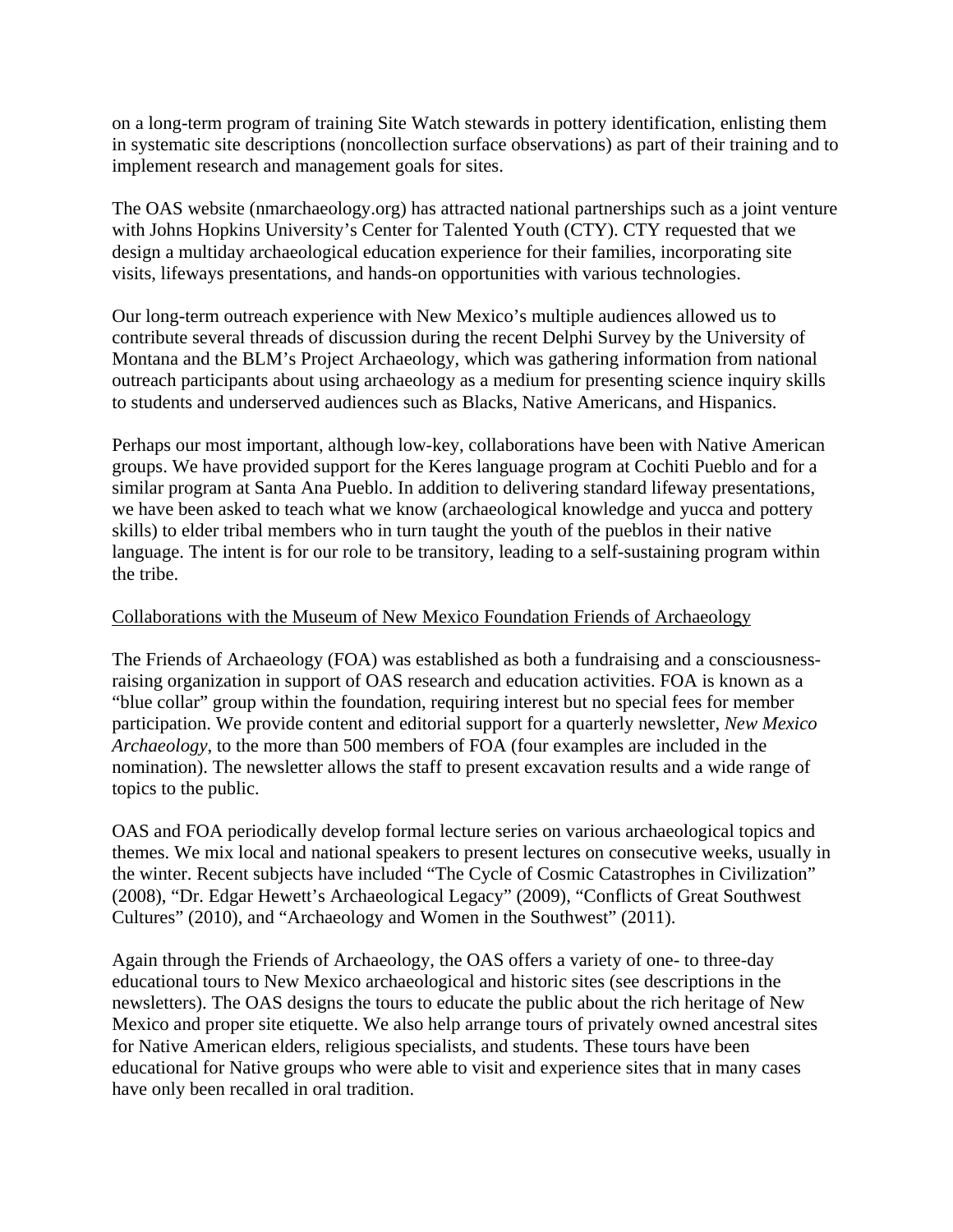on a long-term program of training Site Watch stewards in pottery identification, enlisting them in systematic site descriptions (noncollection surface observations) as part of their training and to implement research and management goals for sites.

The OAS website (nmarchaeology.org) has attracted national partnerships such as a joint venture with Johns Hopkins University's Center for Talented Youth (CTY). CTY requested that we design a multiday archaeological education experience for their families, incorporating site visits, lifeways presentations, and hands-on opportunities with various technologies.

Our long-term outreach experience with New Mexico's multiple audiences allowed us to contribute several threads of discussion during the recent Delphi Survey by the University of Montana and the BLM's Project Archaeology, which was gathering information from national outreach participants about using archaeology as a medium for presenting science inquiry skills to students and underserved audiences such as Blacks, Native Americans, and Hispanics.

Perhaps our most important, although low-key, collaborations have been with Native American groups. We have provided support for the Keres language program at Cochiti Pueblo and for a similar program at Santa Ana Pueblo. In addition to delivering standard lifeway presentations, we have been asked to teach what we know (archaeological knowledge and yucca and pottery skills) to elder tribal members who in turn taught the youth of the pueblos in their native language. The intent is for our role to be transitory, leading to a self-sustaining program within the tribe.

<u>Collaborations with the Museum of New Mexico Foundation Friends of Archaeology</u>

The Friends of Archaeology (FOA) was established as both a fundraising and a consciousness-raising organization in support of OAS research and education activities. FOA is known as a "blue collar" group within the foundation, requiring interest but no special fees for member participation. We provide content and editorial support for a quarterly newsletter, *New Mexico Archaeology*, to the more than 500 members of FOA (four examples are included in the nomination). The newsletter allows the staff to present excavation results and a wide range of topics to the public.

OAS and FOA periodically develop formal lecture series on various archaeological topics and themes. We mix local and national speakers to present lectures on consecutive weeks, usually in the winter. Recent subjects have included "The Cycle of Cosmic Catastrophes in Civilization" (2008), "Dr. Edgar Hewett's Archaeological Legacy" (2009), "Conflicts of Great Southwest Cultures" (2010), and "Archaeology and Women in the Southwest" (2011).

Again through the Friends of Archaeology, the OAS offers a variety of one- to three-day educational tours to New Mexico archaeological and historic sites (see descriptions in the newsletters). The OAS designs the tours to educate the public about the rich heritage of New Mexico and proper site etiquette. We also help arrange tours of privately owned ancestral sites for Native American elders, religious specialists, and students. These tours have been educational for Native groups who were able to visit and experience sites that in many cases have only been recalled in oral tradition.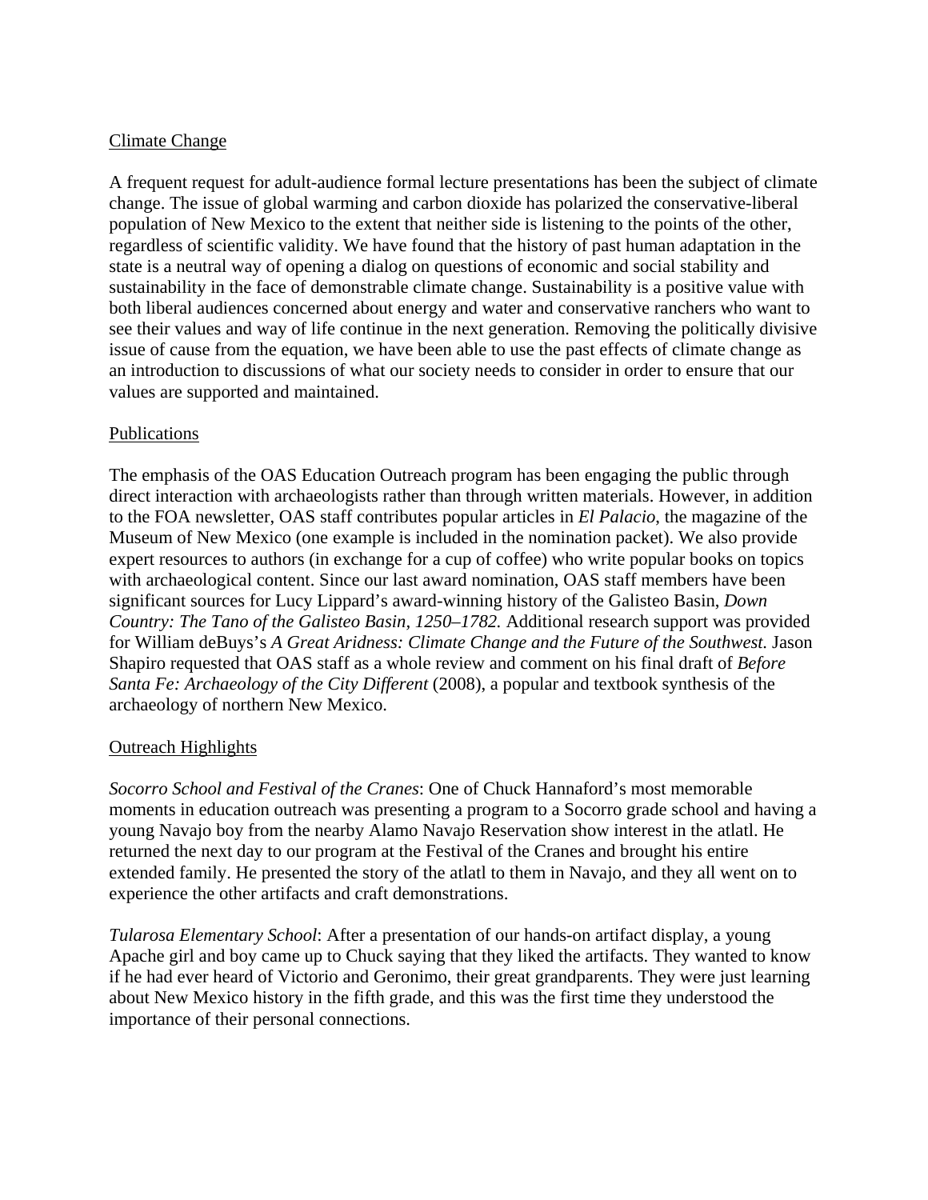## Climate Change

A frequent request for adult-audience formal lecture presentations has been the subject of climate change. The issue of global warming and carbon dioxide has polarized the conservative-liberal population of New Mexico to the extent that neither side is listening to the points of the other, regardless of scientific validity. We have found that the history of past human adaptation in the state is a neutral way of opening a dialog on questions of economic and social stability and sustainability in the face of demonstrable climate change. Sustainability is a positive value with both liberal audiences concerned about energy and water and conservative ranchers who want to see their values and way of life continue in the next generation. Removing the politically divisive issue of cause from the equation, we have been able to use the past effects of climate change as an introduction to discussions of what our society needs to consider in order to ensure that our values are supported and maintained.

## Publications

The emphasis of the OAS Education Outreach program has been engaging the public through direct interaction with archaeologists rather than through written materials. However, in addition to the FOA newsletter, OAS staff contributes popular articles in *El Palacio*, the magazine of the Museum of New Mexico (one example is included in the nomination packet). We also provide expert resources to authors (in exchange for a cup of coffee) who write popular books on topics with archaeological content. Since our last award nomination, OAS staff members have been significant sources for Lucy Lippard's award-winning history of the Galisteo Basin, *Down Country: The Tano of the Galisteo Basin, 1250–1782.* Additional research support was provided for William deBuys's *A Great Aridness: Climate Change and the Future of the Southwest.* Jason Shapiro requested that OAS staff as a whole review and comment on his final draft of *Before Santa Fe: Archaeology of the City Different* (2008), a popular and textbook synthesis of the archaeology of northern New Mexico.

## Outreach Highlights

*Socorro School and Festival of the Cranes*: One of Chuck Hannaford's most memorable moments in education outreach was presenting a program to a Socorro grade school and having a young Navajo boy from the nearby Alamo Navajo Reservation show interest in the atlatl. He returned the next day to our program at the Festival of the Cranes and brought his entire extended family. He presented the story of the atlatl to them in Navajo, and they all went on to experience the other artifacts and craft demonstrations.

*Tularosa Elementary School*: After a presentation of our hands-on artifact display, a young Apache girl and boy came up to Chuck saying that they liked the artifacts. They wanted to know if he had ever heard of Victorio and Geronimo, their great grandparents. They were just learning about New Mexico history in the fifth grade, and this was the first time they understood the importance of their personal connections.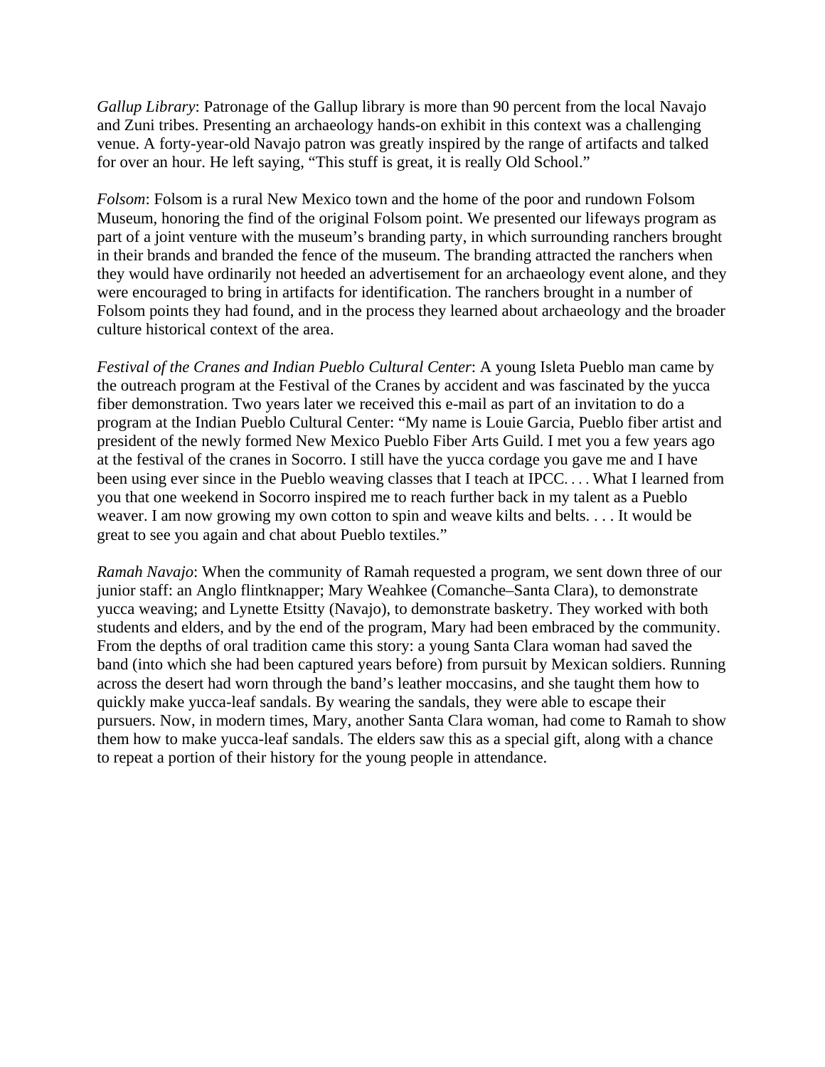*Gallup Library*: Patronage of the Gallup library is more than 90 percent from the local Navajo and Zuni tribes. Presenting an archaeology hands-on exhibit in this context was a challenging venue. A forty-year-old Navajo patron was greatly inspired by the range of artifacts and talked for over an hour. He left saying, "This stuff is great, it is really Old School."

*Folsom*: Folsom is a rural New Mexico town and the home of the poor and rundown Folsom Museum, honoring the find of the original Folsom point. We presented our lifeways program as part of a joint venture with the museum's branding party, in which surrounding ranchers brought in their brands and branded the fence of the museum. The branding attracted the ranchers when they would have ordinarily not heeded an advertisement for an archaeology event alone, and they were encouraged to bring in artifacts for identification. The ranchers brought in a number of Folsom points they had found, and in the process they learned about archaeology and the broader culture historical context of the area.

*Festival of the Cranes and Indian Pueblo Cultural Center*: A young Isleta Pueblo man came by the outreach program at the Festival of the Cranes by accident and was fascinated by the yucca fiber demonstration. Two years later we received this e-mail as part of an invitation to do a program at the Indian Pueblo Cultural Center: "My name is Louie Garcia, Pueblo fiber artist and president of the newly formed New Mexico Pueblo Fiber Arts Guild. I met you a few years ago at the festival of the cranes in Socorro. I still have the yucca cordage you gave me and I have been using ever since in the Pueblo weaving classes that I teach at IPCC. . . . What I learned from you that one weekend in Socorro inspired me to reach further back in my talent as a Pueblo weaver. I am now growing my own cotton to spin and weave kilts and belts. . . . It would be great to see you again and chat about Pueblo textiles."

*Ramah Navajo*: When the community of Ramah requested a program, we sent down three of our junior staff: an Anglo flintknapper; Mary Weahkee (Comanche–Santa Clara), to demonstrate yucca weaving; and Lynette Etsitty (Navajo), to demonstrate basketry. They worked with both students and elders, and by the end of the program, Mary had been embraced by the community. From the depths of oral tradition came this story: a young Santa Clara woman had saved the band (into which she had been captured years before) from pursuit by Mexican soldiers. Running across the desert had worn through the band's leather moccasins, and she taught them how to quickly make yucca-leaf sandals. By wearing the sandals, they were able to escape their pursuers. Now, in modern times, Mary, another Santa Clara woman, had come to Ramah to show them how to make yucca-leaf sandals. The elders saw this as a special gift, along with a chance to repeat a portion of their history for the young people in attendance.